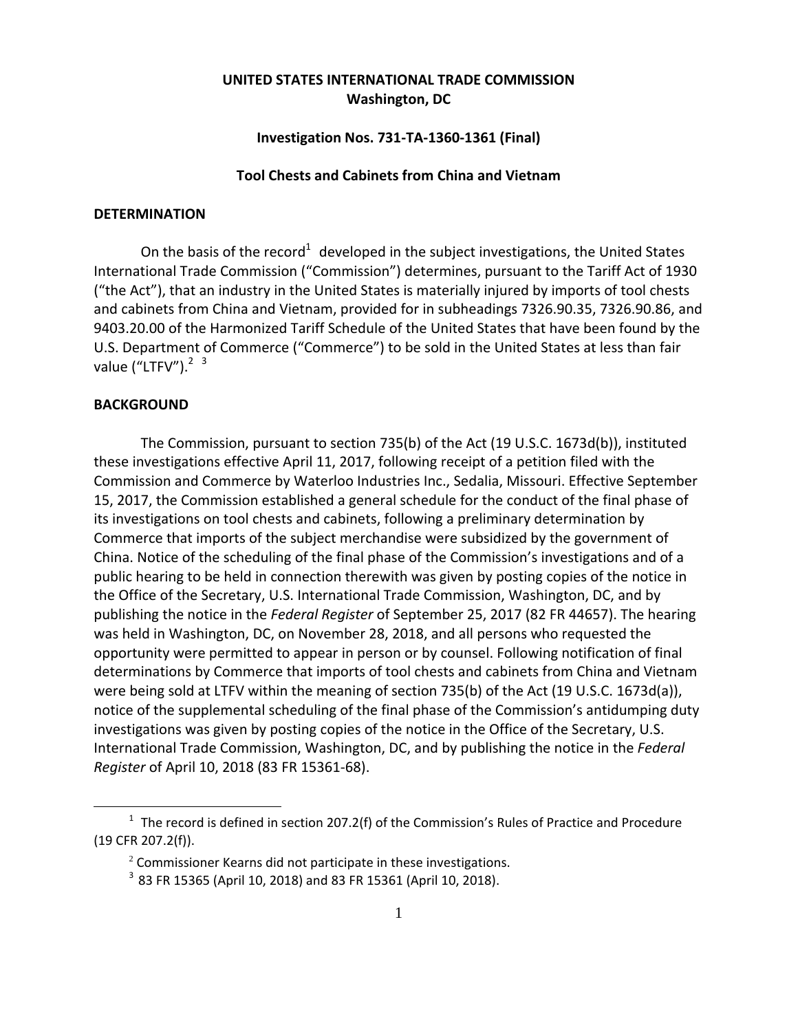**UNITED STATES INTERNATIONAL TRADE COMMISSION**
**Washington, DC**

**Investigation Nos. 731-TA-1360-1361 (Final)**

**Tool Chests and Cabinets from China and Vietnam**

**DETERMINATION**

On the basis of the record[1] developed in the subject investigations, the United States International Trade Commission ("Commission") determines, pursuant to the Tariff Act of 1930 ("the Act"), that an industry in the United States is materially injured by imports of tool chests and cabinets from China and Vietnam, provided for in subheadings 7326.90.35, 7326.90.86, and 9403.20.00 of the Harmonized Tariff Schedule of the United States that have been found by the U.S. Department of Commerce ("Commerce") to be sold in the United States at less than fair value ("LTFV").[2] [3]

**BACKGROUND**

The Commission, pursuant to section 735(b) of the Act (19 U.S.C. 1673d(b)), instituted these investigations effective April 11, 2017, following receipt of a petition filed with the Commission and Commerce by Waterloo Industries Inc., Sedalia, Missouri. Effective September 15, 2017, the Commission established a general schedule for the conduct of the final phase of its investigations on tool chests and cabinets, following a preliminary determination by Commerce that imports of the subject merchandise were subsidized by the government of China. Notice of the scheduling of the final phase of the Commission's investigations and of a public hearing to be held in connection therewith was given by posting copies of the notice in the Office of the Secretary, U.S. International Trade Commission, Washington, DC, and by publishing the notice in the *Federal Register* of September 25, 2017 (82 FR 44657). The hearing was held in Washington, DC, on November 28, 2018, and all persons who requested the opportunity were permitted to appear in person or by counsel. Following notification of final determinations by Commerce that imports of tool chests and cabinets from China and Vietnam were being sold at LTFV within the meaning of section 735(b) of the Act (19 U.S.C. 1673d(a)), notice of the supplemental scheduling of the final phase of the Commission's antidumping duty investigations was given by posting copies of the notice in the Office of the Secretary, U.S. International Trade Commission, Washington, DC, and by publishing the notice in the *Federal Register* of April 10, 2018 (83 FR 15361-68).

---

[1] The record is defined in section 207.2(f) of the Commission's Rules of Practice and Procedure (19 CFR 207.2(f)).

[2] Commissioner Kearns did not participate in these investigations.

[3] 83 FR 15365 (April 10, 2018) and 83 FR 15361 (April 10, 2018).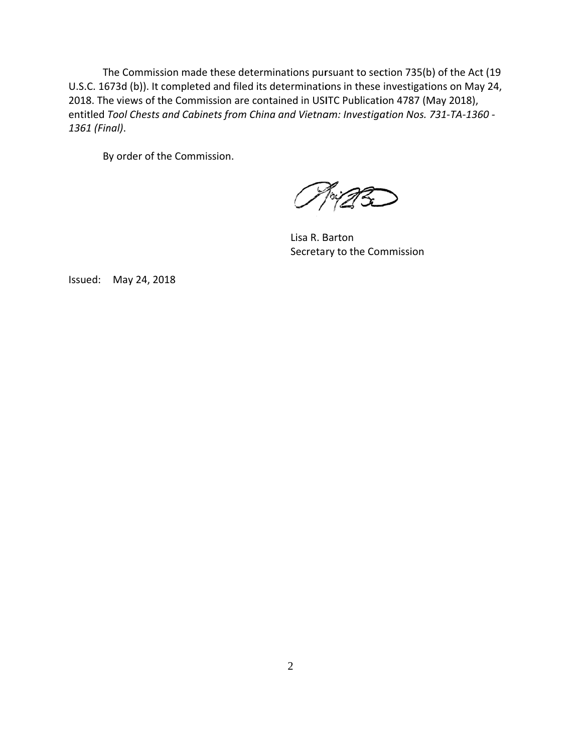The Commission made these determinations pursuant to section 735(b) of the Act (19 U.S.C. 1673d (b)). It completed and filed its determinations in these investigations on May 24, 2018. The views of the Commission are contained in USITC Publication 4787 (May 2018), entitled *Tool Chests and Cabinets from China and Vietnam: Investigation Nos. 731-TA-1360 - 1361 (Final)*.

By order of the Commission.

Lisa R. Barton
Secretary to the Commission

Issued: May 24, 2018